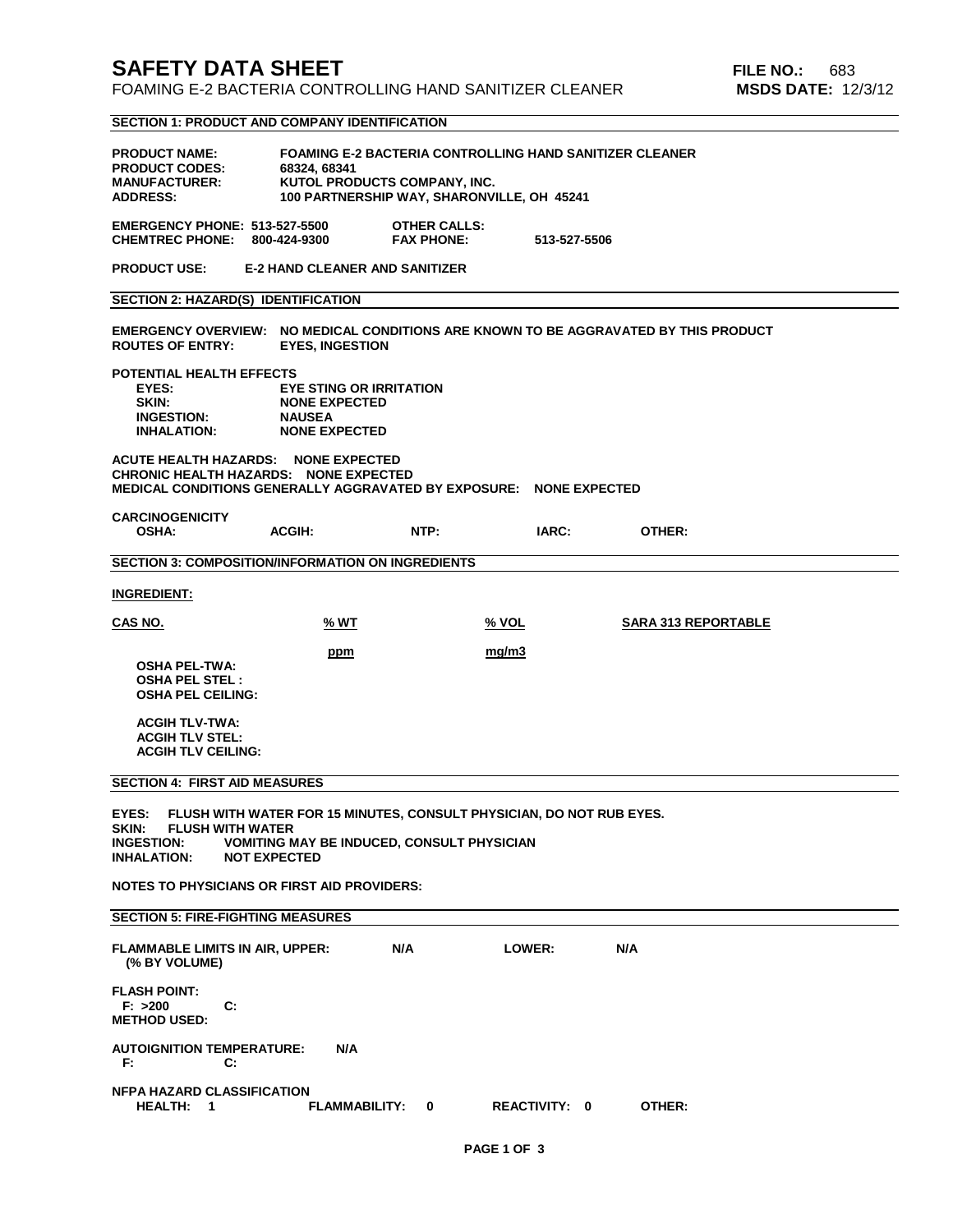# SAFETY DATA SHEET

FOAMING E-2 BACTERIA CONTROLLING HAND SANITIZER CLEANER

**FILE NO.:** 683
**MSDS DATE:** 12/3/12

## SECTION 1: PRODUCT AND COMPANY IDENTIFICATION

**PRODUCT NAME:** FOAMING E-2 BACTERIA CONTROLLING HAND SANITIZER CLEANER
**PRODUCT CODES:** 68324, 68341
**MANUFACTURER:** KUTOL PRODUCTS COMPANY, INC.
**ADDRESS:** 100 PARTNERSHIP WAY, SHARONVILLE, OH 45241

**EMERGENCY PHONE:** 513-527-5500 **OTHER CALLS:**
**CHEMTREC PHONE:** 800-424-9300 **FAX PHONE:** 513-527-5506

**PRODUCT USE:** E-2 HAND CLEANER AND SANITIZER

## SECTION 2: HAZARD(S) IDENTIFICATION

**EMERGENCY OVERVIEW:** NO MEDICAL CONDITIONS ARE KNOWN TO BE AGGRAVATED BY THIS PRODUCT
**ROUTES OF ENTRY:** EYES, INGESTION

**POTENTIAL HEALTH EFFECTS**

- **EYES:** EYE STING OR IRRITATION
- **SKIN:** NONE EXPECTED
- **INGESTION:** NAUSEA
- **INHALATION:** NONE EXPECTED

**ACUTE HEALTH HAZARDS:** NONE EXPECTED
**CHRONIC HEALTH HAZARDS:** NONE EXPECTED
**MEDICAL CONDITIONS GENERALLY AGGRAVATED BY EXPOSURE:** NONE EXPECTED

**CARCINOGENICITY**

| OSHA: | ACGIH: | NTP: | IARC: | OTHER: |
|---|---|---|---|---|

## SECTION 3: COMPOSITION/INFORMATION ON INGREDIENTS

**INGREDIENT:**

| CAS NO. | % WT | % VOL | SARA 313 REPORTABLE |
|---|---|---|---|
| | **ppm** | **mg/m3** | |
| OSHA PEL-TWA: | | | |
| OSHA PEL STEL : | | | |
| OSHA PEL CEILING: | | | |
| ACGIH TLV-TWA: | | | |
| ACGIH TLV STEL: | | | |
| ACGIH TLV CEILING: | | | |

## SECTION 4: FIRST AID MEASURES

**EYES:** FLUSH WITH WATER FOR 15 MINUTES, CONSULT PHYSICIAN, DO NOT RUB EYES.
**SKIN:** FLUSH WITH WATER
**INGESTION:** VOMITING MAY BE INDUCED, CONSULT PHYSICIAN
**INHALATION:** NOT EXPECTED

**NOTES TO PHYSICIANS OR FIRST AID PROVIDERS:**

## SECTION 5: FIRE-FIGHTING MEASURES

**FLAMMABLE LIMITS IN AIR, UPPER:** N/A **LOWER:** N/A
(% BY VOLUME)

**FLASH POINT:**
F: >200 C:
**METHOD USED:**

**AUTOIGNITION TEMPERATURE:** N/A
F: C:

**NFPA HAZARD CLASSIFICATION**

| HEALTH: | FLAMMABILITY: | REACTIVITY: | OTHER: |
|---|---|---|---|
| 1 | 0 | 0 | |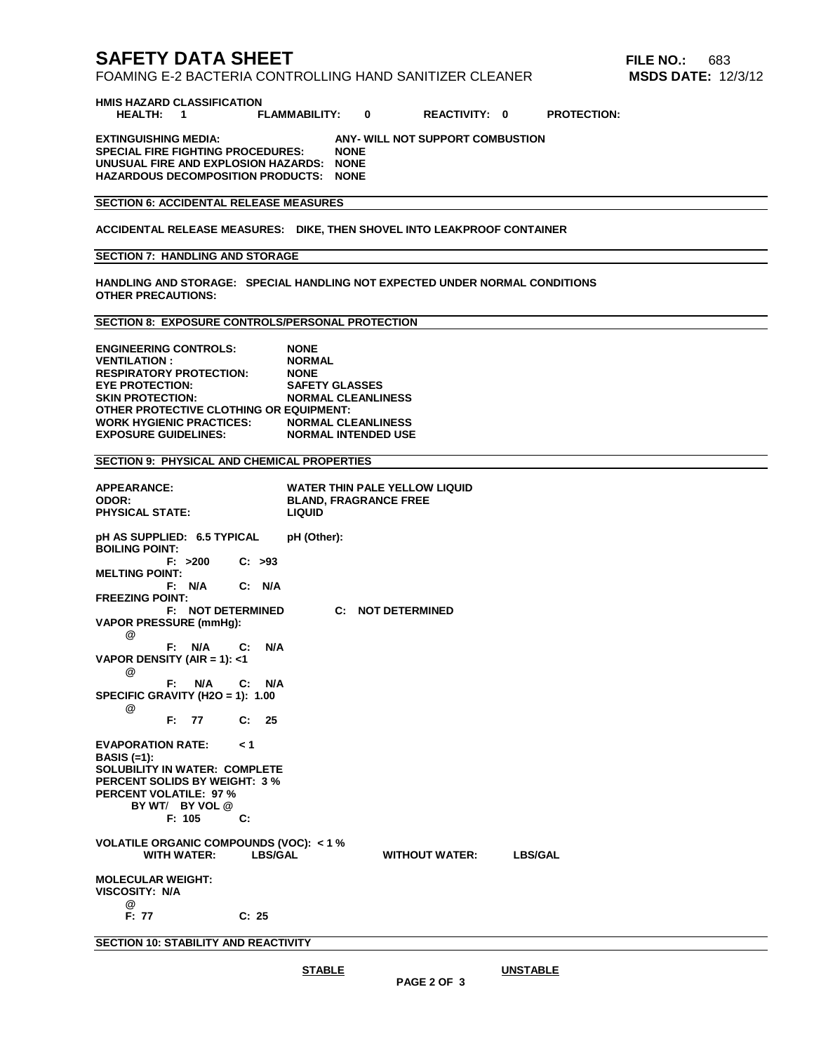# SAFETY DATA SHEET

FOAMING E-2 BACTERIA CONTROLLING HAND SANITIZER CLEANER

**FILE NO.:** 683
**MSDS DATE:** 12/3/12

**HMIS HAZARD CLASSIFICATION**

**HEALTH: 1  FLAMMABILITY: 0  REACTIVITY: 0  PROTECTION:**

**EXTINGUISHING MEDIA:** ANY- WILL NOT SUPPORT COMBUSTION
**SPECIAL FIRE FIGHTING PROCEDURES:** NONE
**UNUSUAL FIRE AND EXPLOSION HAZARDS:** NONE
**HAZARDOUS DECOMPOSITION PRODUCTS:** NONE

## SECTION 6: ACCIDENTAL RELEASE MEASURES

**ACCIDENTAL RELEASE MEASURES:** DIKE, THEN SHOVEL INTO LEAKPROOF CONTAINER

## SECTION 7: HANDLING AND STORAGE

**HANDLING AND STORAGE:** SPECIAL HANDLING NOT EXPECTED UNDER NORMAL CONDITIONS
**OTHER PRECAUTIONS:**

## SECTION 8: EXPOSURE CONTROLS/PERSONAL PROTECTION

**ENGINEERING CONTROLS:** NONE
**VENTILATION :** NORMAL
**RESPIRATORY PROTECTION:** NONE
**EYE PROTECTION:** SAFETY GLASSES
**SKIN PROTECTION:** NORMAL CLEANLINESS
**OTHER PROTECTIVE CLOTHING OR EQUIPMENT:**
**WORK HYGIENIC PRACTICES:** NORMAL CLEANLINESS
**EXPOSURE GUIDELINES:** NORMAL INTENDED USE

## SECTION 9: PHYSICAL AND CHEMICAL PROPERTIES

**APPEARANCE:** WATER THIN PALE YELLOW LIQUID
**ODOR:** BLAND, FRAGRANCE FREE
**PHYSICAL STATE:** LIQUID

**pH AS SUPPLIED:** 6.5 TYPICAL  **pH (Other):**

**BOILING POINT:**
F: >200  C: >93

**MELTING POINT:**
F: N/A  C: N/A

**FREEZING POINT:**
F: NOT DETERMINED  C: NOT DETERMINED

**VAPOR PRESSURE (mmHg):**
@
F: N/A  C: N/A

**VAPOR DENSITY (AIR = 1):** <1
@
F: N/A  C: N/A

**SPECIFIC GRAVITY (H2O = 1):** 1.00
@
F: 77  C: 25

**EVAPORATION RATE:** < 1
**BASIS (=1):**
**SOLUBILITY IN WATER:** COMPLETE
**PERCENT SOLIDS BY WEIGHT:** 3 %
**PERCENT VOLATILE:** 97 %
BY WT/ BY VOL @
F: 105  C:

**VOLATILE ORGANIC COMPOUNDS (VOC):** < 1 %
WITH WATER: LBS/GAL  WITHOUT WATER: LBS/GAL

**MOLECULAR WEIGHT:**
**VISCOSITY:** N/A
@
F: 77  C: 25

## SECTION 10: STABILITY AND REACTIVITY

STABLE  UNSTABLE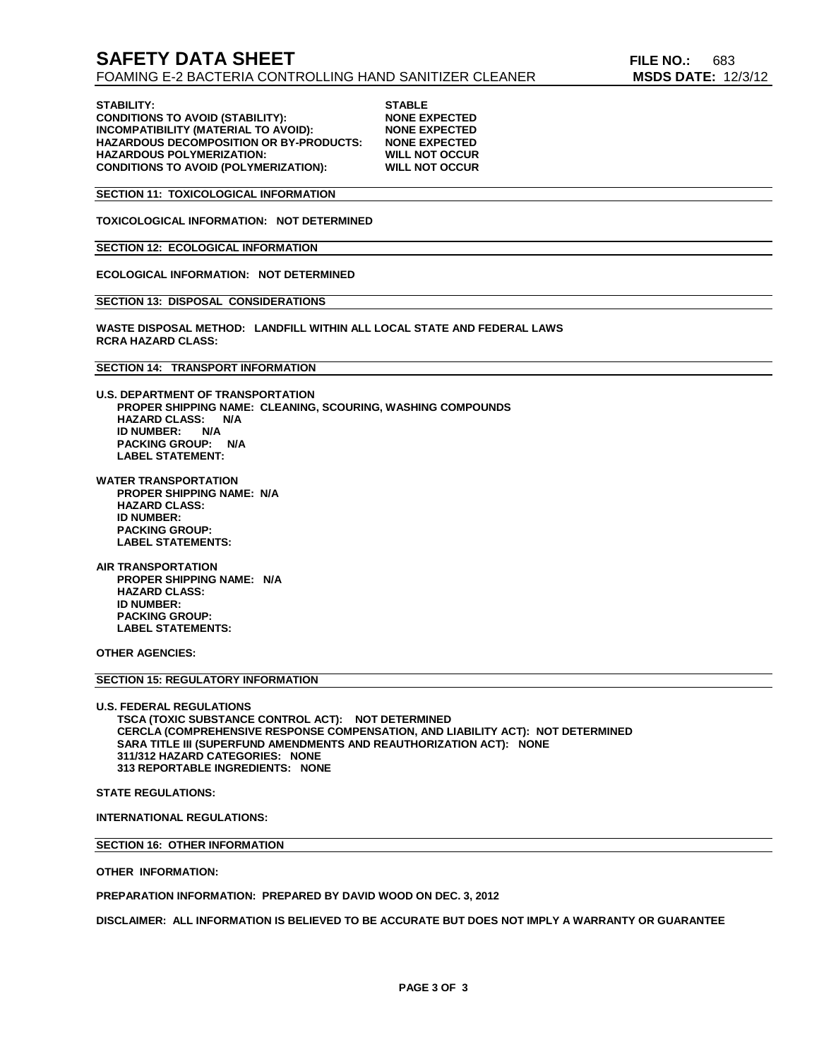**STABILITY:** STABLE
**CONDITIONS TO AVOID (STABILITY):** NONE EXPECTED
**INCOMPATIBILITY (MATERIAL TO AVOID):** NONE EXPECTED
**HAZARDOUS DECOMPOSITION OR BY-PRODUCTS:** NONE EXPECTED
**HAZARDOUS POLYMERIZATION:** WILL NOT OCCUR
**CONDITIONS TO AVOID (POLYMERIZATION):** WILL NOT OCCUR

## SECTION 11: TOXICOLOGICAL INFORMATION

**TOXICOLOGICAL INFORMATION: NOT DETERMINED**

## SECTION 12: ECOLOGICAL INFORMATION

**ECOLOGICAL INFORMATION: NOT DETERMINED**

## SECTION 13: DISPOSAL CONSIDERATIONS

**WASTE DISPOSAL METHOD: LANDFILL WITHIN ALL LOCAL STATE AND FEDERAL LAWS**
**RCRA HAZARD CLASS:**

## SECTION 14: TRANSPORT INFORMATION

**U.S. DEPARTMENT OF TRANSPORTATION**
- **PROPER SHIPPING NAME: CLEANING, SCOURING, WASHING COMPOUNDS**
- **HAZARD CLASS: N/A**
- **ID NUMBER: N/A**
- **PACKING GROUP: N/A**
- **LABEL STATEMENT:**

**WATER TRANSPORTATION**
- **PROPER SHIPPING NAME: N/A**
- **HAZARD CLASS:**
- **ID NUMBER:**
- **PACKING GROUP:**
- **LABEL STATEMENTS:**

**AIR TRANSPORTATION**
- **PROPER SHIPPING NAME: N/A**
- **HAZARD CLASS:**
- **ID NUMBER:**
- **PACKING GROUP:**
- **LABEL STATEMENTS:**

**OTHER AGENCIES:**

## SECTION 15: REGULATORY INFORMATION

**U.S. FEDERAL REGULATIONS**
- **TSCA (TOXIC SUBSTANCE CONTROL ACT): NOT DETERMINED**
- **CERCLA (COMPREHENSIVE RESPONSE COMPENSATION, AND LIABILITY ACT): NOT DETERMINED**
- **SARA TITLE III (SUPERFUND AMENDMENTS AND REAUTHORIZATION ACT): NONE**
- **311/312 HAZARD CATEGORIES: NONE**
- **313 REPORTABLE INGREDIENTS: NONE**

**STATE REGULATIONS:**

**INTERNATIONAL REGULATIONS:**

## SECTION 16: OTHER INFORMATION

**OTHER INFORMATION:**

**PREPARATION INFORMATION: PREPARED BY DAVID WOOD ON DEC. 3, 2012**

**DISCLAIMER: ALL INFORMATION IS BELIEVED TO BE ACCURATE BUT DOES NOT IMPLY A WARRANTY OR GUARANTEE**